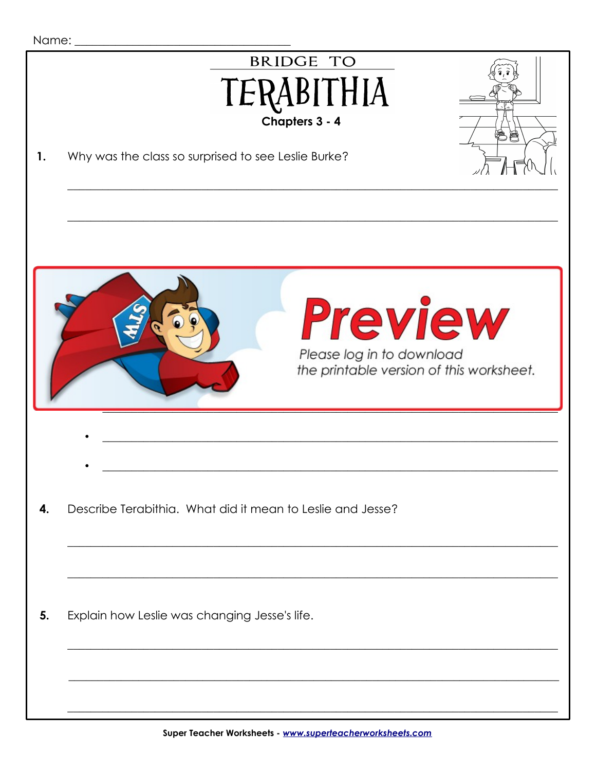Name: ___________________________________

# BRIDGE TO TERABITHIA

**Chapters 3 - 4**

**1.** Why was the class so surprised to see Leslie Burke?

_______________________________________________________________________________

_______________________________________________________________________________

**Preview**

*Please log in to download the printable version of this worksheet.*

- _______________________________________________________________________

- _______________________________________________________________________

**4.** Describe Terabithia. What did it mean to Leslie and Jesse?

_______________________________________________________________________________

_______________________________________________________________________________

**5.** Explain how Leslie was changing Jesse's life.

_______________________________________________________________________________

_______________________________________________________________________________

_______________________________________________________________________________

**Super Teacher Worksheets - *www.superteacherworksheets.com***